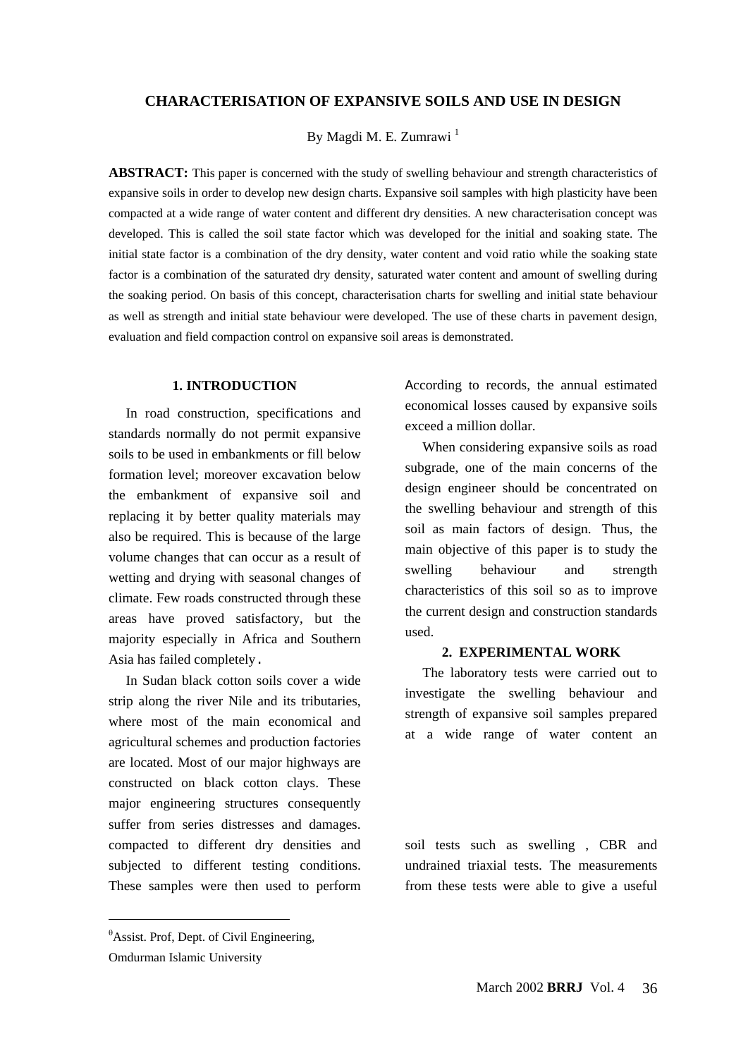# CHARACTERISATION OF EXPANSIVE SOILS AND USE IN DESIGN

By Magdi M. E. Zumrawi [1]

**ABSTRACT:** This paper is concerned with the study of swelling behaviour and strength characteristics of expansive soils in order to develop new design charts. Expansive soil samples with high plasticity have been compacted at a wide range of water content and different dry densities. A new characterisation concept was developed. This is called the soil state factor which was developed for the initial and soaking state. The initial state factor is a combination of the dry density, water content and void ratio while the soaking state factor is a combination of the saturated dry density, saturated water content and amount of swelling during the soaking period. On basis of this concept, characterisation charts for swelling and initial state behaviour as well as strength and initial state behaviour were developed. The use of these charts in pavement design, evaluation and field compaction control on expansive soil areas is demonstrated.

## 1. INTRODUCTION

In road construction, specifications and standards normally do not permit expansive soils to be used in embankments or fill below formation level; moreover excavation below the embankment of expansive soil and replacing it by better quality materials may also be required. This is because of the large volume changes that can occur as a result of wetting and drying with seasonal changes of climate. Few roads constructed through these areas have proved satisfactory, but the majority especially in Africa and Southern Asia has failed completely.

In Sudan black cotton soils cover a wide strip along the river Nile and its tributaries, where most of the main economical and agricultural schemes and production factories are located. Most of our major highways are constructed on black cotton clays. These major engineering structures consequently suffer from series distresses and damages. According to records, the annual estimated economical losses caused by expansive soils exceed a million dollar.

When considering expansive soils as road subgrade, one of the main concerns of the design engineer should be concentrated on the swelling behaviour and strength of this soil as main factors of design. Thus, the main objective of this paper is to study the swelling behaviour and strength characteristics of this soil so as to improve the current design and construction standards used.

## 2. EXPERIMENTAL WORK

The laboratory tests were carried out to investigate the swelling behaviour and strength of expansive soil samples prepared at a wide range of water content an compacted to different dry densities and subjected to different testing conditions. These samples were then used to perform soil tests such as swelling , CBR and undrained triaxial tests. The measurements from these tests were able to give a useful

---

[1] Assist. Prof, Dept. of Civil Engineering, Omdurman Islamic University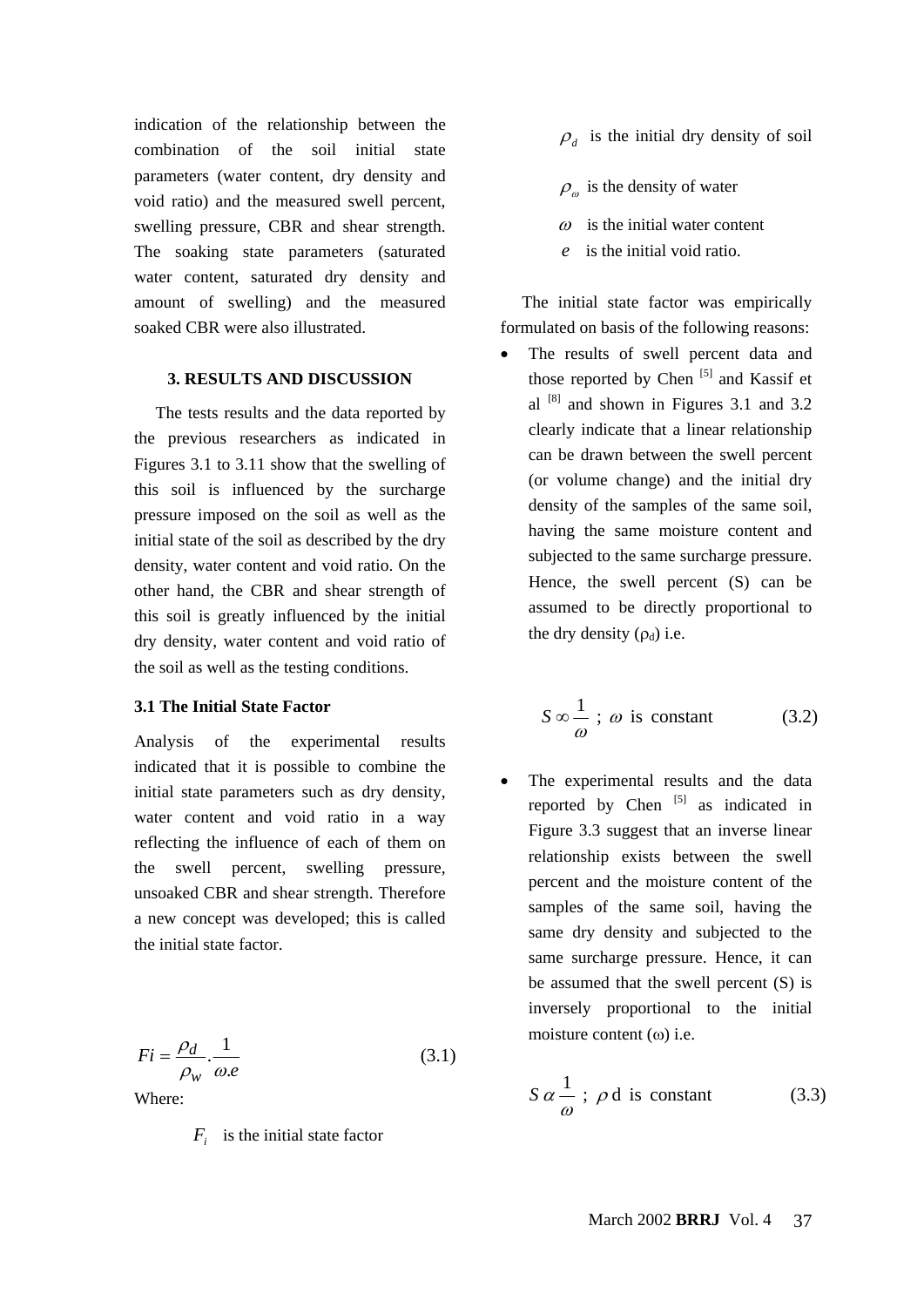indication of the relationship between the combination of the soil initial state parameters (water content, dry density and void ratio) and the measured swell percent, swelling pressure, CBR and shear strength. The soaking state parameters (saturated water content, saturated dry density and amount of swelling) and the measured soaked CBR were also illustrated.

## 3. RESULTS AND DISCUSSION

The tests results and the data reported by the previous researchers as indicated in Figures 3.1 to 3.11 show that the swelling of this soil is influenced by the surcharge pressure imposed on the soil as well as the initial state of the soil as described by the dry density, water content and void ratio. On the other hand, the CBR and shear strength of this soil is greatly influenced by the initial dry density, water content and void ratio of the soil as well as the testing conditions.

### 3.1 The Initial State Factor

Analysis of the experimental results indicated that it is possible to combine the initial state parameters such as dry density, water content and void ratio in a way reflecting the influence of each of them on the swell percent, swelling pressure, unsoaked CBR and shear strength. Therefore a new concept was developed; this is called the initial state factor.

$$Fi = \frac{\rho_d}{\rho_w} \cdot \frac{1}{\omega . e} \tag{3.1}$$

Where:

$F_i$ is the initial state factor

$\rho_d$ is the initial dry density of soil

$\rho_\omega$ is the density of water

$\omega$ is the initial water content

$e$ is the initial void ratio.

The initial state factor was empirically formulated on basis of the following reasons:

- The results of swell percent data and those reported by Chen [5] and Kassif et al [8] and shown in Figures 3.1 and 3.2 clearly indicate that a linear relationship can be drawn between the swell percent (or volume change) and the initial dry density of the samples of the same soil, having the same moisture content and subjected to the same surcharge pressure. Hence, the swell percent (S) can be assumed to be directly proportional to the dry density ($\rho_d$) i.e.

$$S \propto \frac{1}{\omega} \; ; \; \omega \text{ is constant} \tag{3.2}$$

- The experimental results and the data reported by Chen [5] as indicated in Figure 3.3 suggest that an inverse linear relationship exists between the swell percent and the moisture content of the samples of the same soil, having the same dry density and subjected to the same surcharge pressure. Hence, it can be assumed that the swell percent (S) is inversely proportional to the initial moisture content ($\omega$) i.e.

$$S \; \alpha \; \frac{1}{\omega} \; ; \; \rho \text{ d is constant} \tag{3.3}$$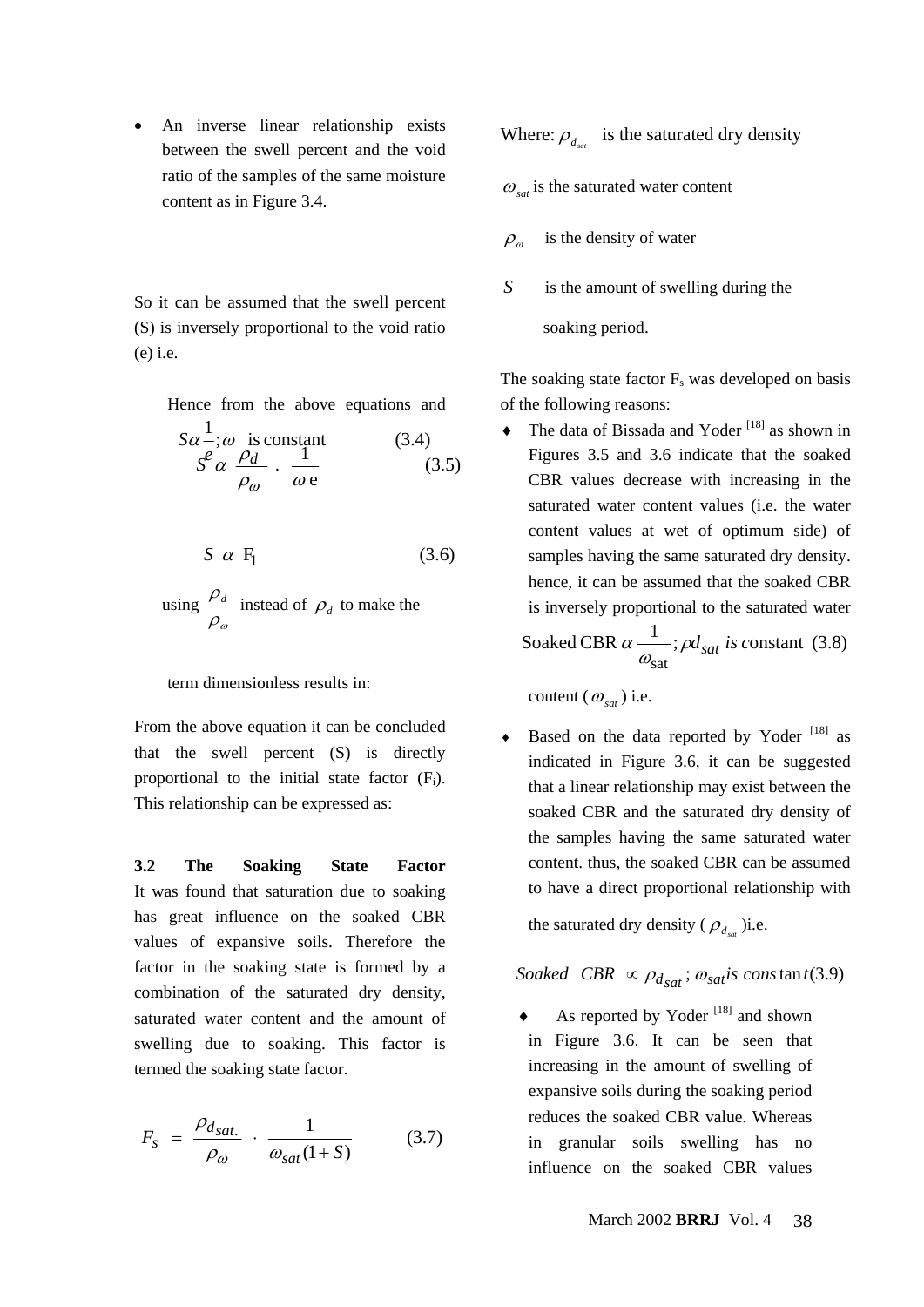- An inverse linear relationship exists between the swell percent and the void ratio of the samples of the same moisture content as in Figure 3.4.

So it can be assumed that the swell percent (S) is inversely proportional to the void ratio (e) i.e.

$$S \alpha \frac{1}{e}; \omega \text{ is constant} \quad (3.4)$$

Hence from the above equations and using $\frac{\rho_d}{\rho_\omega}$ instead of $\rho_d$ to make the term dimensionless results in:

$$S \alpha \frac{\rho_d}{\rho_\omega} \cdot \frac{1}{\omega \, e} \quad (3.5)$$

From the above equation it can be concluded that the swell percent (S) is directly proportional to the initial state factor ($F_i$). This relationship can be expressed as:

$$S \; \alpha \; F_1 \quad (3.6)$$

### 3.2 The Soaking State Factor

It was found that saturation due to soaking has great influence on the soaked CBR values of expansive soils. Therefore the factor in the soaking state is formed by a combination of the saturated dry density, saturated water content and the amount of swelling due to soaking. This factor is termed the soaking state factor.

$$F_s = \frac{\rho_{d_{sat.}}}{\rho_\omega} \cdot \frac{1}{\omega_{sat}(1+S)} \quad (3.7)$$

Where: $\rho_{d_{sat}}$ is the saturated dry density

$\omega_{sat}$ is the saturated water content

$\rho_\omega$ is the density of water

$S$ is the amount of swelling during the soaking period.

The soaking state factor $F_s$ was developed on basis of the following reasons:

- The data of Bissada and Yoder [18] as shown in Figures 3.5 and 3.6 indicate that the soaked CBR values decrease with increasing in the saturated water content values (i.e. the water content values at wet of optimum side) of samples having the same saturated dry density. hence, it can be assumed that the soaked CBR is inversely proportional to the saturated water content ($\omega_{sat}$) i.e.

$$\text{Soaked CBR} \; \alpha \; \frac{1}{\omega_{sat}}; \rho d_{sat} \text{ is constant} \quad (3.8)$$

- Based on the data reported by Yoder [18] as indicated in Figure 3.6, it can be suggested that a linear relationship may exist between the soaked CBR and the saturated dry density of the samples having the same saturated water content. thus, the soaked CBR can be assumed to have a direct proportional relationship with the saturated dry density ($\rho_{d_{sat}}$)i.e.

$$\text{Soaked CBR} \propto \rho_{d_{sat}}; \omega_{sat} \text{ is constant} \quad (3.9)$$

- As reported by Yoder [18] and shown in Figure 3.6. It can be seen that increasing in the amount of swelling of expansive soils during the soaking period reduces the soaked CBR value. Whereas in granular soils swelling has no influence on the soaked CBR values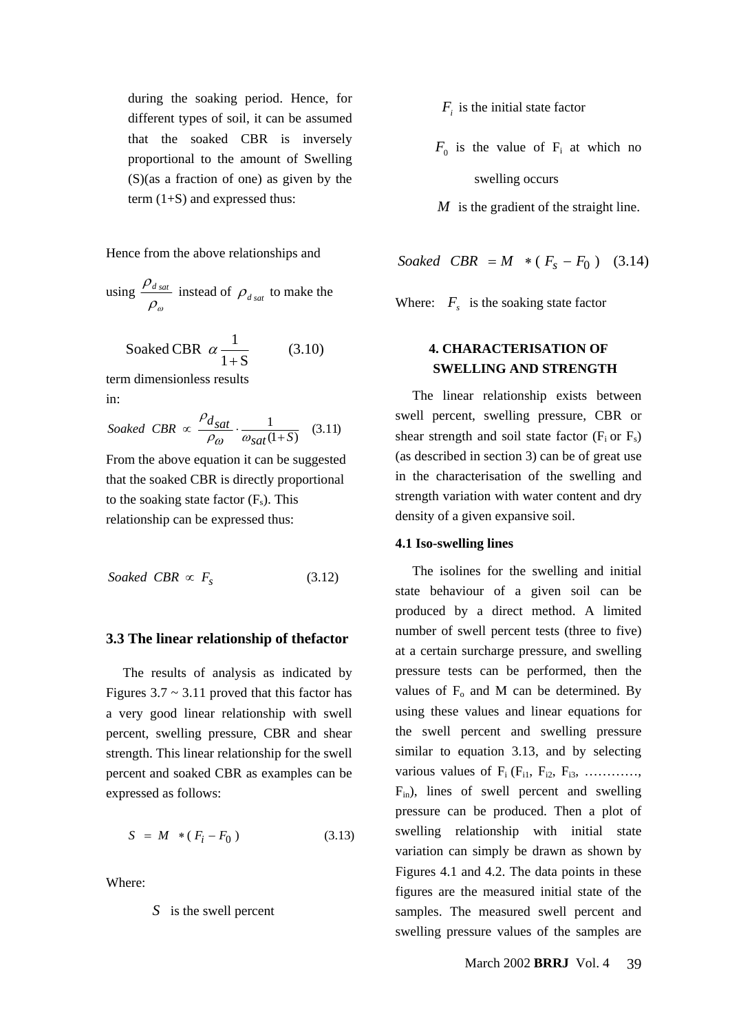during the soaking period. Hence, for different types of soil, it can be assumed that the soaked CBR is inversely proportional to the amount of Swelling (S)(as a fraction of one) as given by the term (1+S) and expressed thus:

$$\text{Soaked CBR } \alpha \frac{1}{1+S} \qquad (3.10)$$

Hence from the above relationships and using $\frac{\rho_{d\,sat}}{\rho_\omega}$ instead of $\rho_{d\,sat}$ to make the term dimensionless results in:

$$Soaked\ \ CBR \propto \frac{\rho_{d\,sat}}{\rho_\omega} \cdot \frac{1}{\omega_{sat}(1+S)} \qquad (3.11)$$

From the above equation it can be suggested that the soaked CBR is directly proportional to the soaking state factor ($F_s$). This relationship can be expressed thus:

$$Soaked\ \ CBR \propto F_s \qquad (3.12)$$

### 3.3 The linear relationship of thefactor

The results of analysis as indicated by Figures 3.7 ~ 3.11 proved that this factor has a very good linear relationship with swell percent, swelling pressure, CBR and shear strength. This linear relationship for the swell percent and soaked CBR as examples can be expressed as follows:

$$S = M * (F_i - F_0) \qquad (3.13)$$

Where:

$S$ is the swell percent

$F_i$ is the initial state factor

$F_0$ is the value of $F_i$ at which no swelling occurs

$M$ is the gradient of the straight line.

$$Soaked\ \ CBR = M * (F_s - F_0) \qquad (3.14)$$

Where: $F_s$ is the soaking state factor

## 4. CHARACTERISATION OF SWELLING AND STRENGTH

The linear relationship exists between swell percent, swelling pressure, CBR or shear strength and soil state factor ($F_i$ or $F_s$) (as described in section 3) can be of great use in the characterisation of the swelling and strength variation with water content and dry density of a given expansive soil.

### 4.1 Iso-swelling lines

The isolines for the swelling and initial state behaviour of a given soil can be produced by a direct method. A limited number of swell percent tests (three to five) at a certain surcharge pressure, and swelling pressure tests can be performed, then the values of $F_o$ and M can be determined. By using these values and linear equations for the swell percent and swelling pressure similar to equation 3.13, and by selecting various values of $F_i$ ($F_{i1}$, $F_{i2}$, $F_{i3}$, …………, $F_{in}$), lines of swell percent and swelling pressure can be produced. Then a plot of swelling relationship with initial state variation can simply be drawn as shown by Figures 4.1 and 4.2. The data points in these figures are the measured initial state of the samples. The measured swell percent and swelling pressure values of the samples are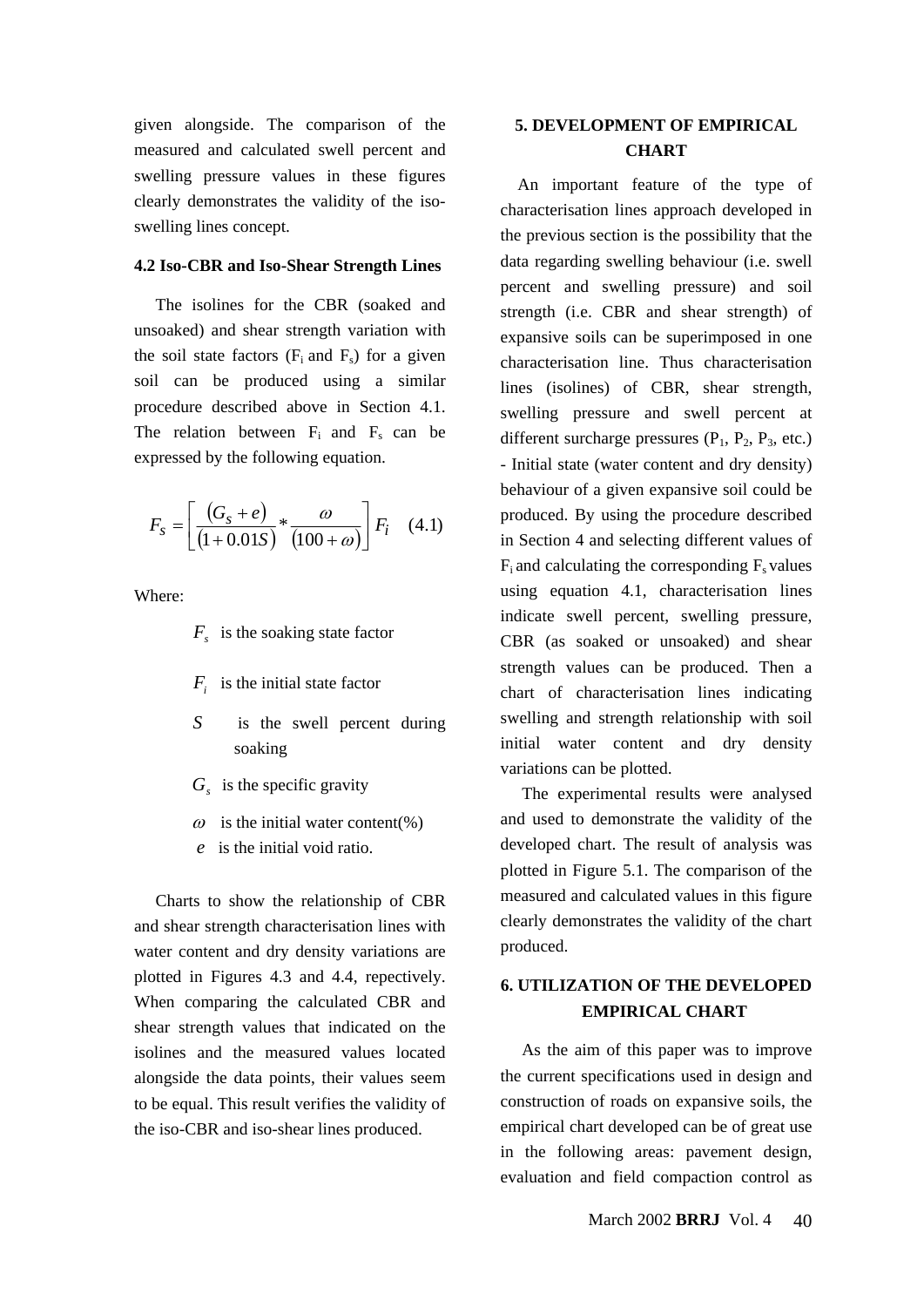given alongside. The comparison of the measured and calculated swell percent and swelling pressure values in these figures clearly demonstrates the validity of the iso-swelling lines concept.

### 4.2 Iso-CBR and Iso-Shear Strength Lines

The isolines for the CBR (soaked and unsoaked) and shear strength variation with the soil state factors ($F_i$ and $F_s$) for a given soil can be produced using a similar procedure described above in Section 4.1. The relation between $F_i$ and $F_s$ can be expressed by the following equation.

$$F_S = \left[ \frac{(G_S + e)}{(1 + 0.01S)} * \frac{\omega}{(100 + \omega)} \right] F_i \quad (4.1)$$

Where:

- $F_s$ is the soaking state factor
- $F_i$ is the initial state factor
- $S$ is the swell percent during soaking
- $G_s$ is the specific gravity
- $\omega$ is the initial water content(%)
- $e$ is the initial void ratio.

Charts to show the relationship of CBR and shear strength characterisation lines with water content and dry density variations are plotted in Figures 4.3 and 4.4, repectively. When comparing the calculated CBR and shear strength values that indicated on the isolines and the measured values located alongside the data points, their values seem to be equal. This result verifies the validity of the iso-CBR and iso-shear lines produced.

## 5. DEVELOPMENT OF EMPIRICAL CHART

An important feature of the type of characterisation lines approach developed in the previous section is the possibility that the data regarding swelling behaviour (i.e. swell percent and swelling pressure) and soil strength (i.e. CBR and shear strength) of expansive soils can be superimposed in one characterisation line. Thus characterisation lines (isolines) of CBR, shear strength, swelling pressure and swell percent at different surcharge pressures ($P_1$, $P_2$, $P_3$, etc.) - Initial state (water content and dry density) behaviour of a given expansive soil could be produced. By using the procedure described in Section 4 and selecting different values of $F_i$ and calculating the corresponding $F_s$ values using equation 4.1, characterisation lines indicate swell percent, swelling pressure, CBR (as soaked or unsoaked) and shear strength values can be produced. Then a chart of characterisation lines indicating swelling and strength relationship with soil initial water content and dry density variations can be plotted.

The experimental results were analysed and used to demonstrate the validity of the developed chart. The result of analysis was plotted in Figure 5.1. The comparison of the measured and calculated values in this figure clearly demonstrates the validity of the chart produced.

## 6. UTILIZATION OF THE DEVELOPED EMPIRICAL CHART

As the aim of this paper was to improve the current specifications used in design and construction of roads on expansive soils, the empirical chart developed can be of great use in the following areas: pavement design, evaluation and field compaction control as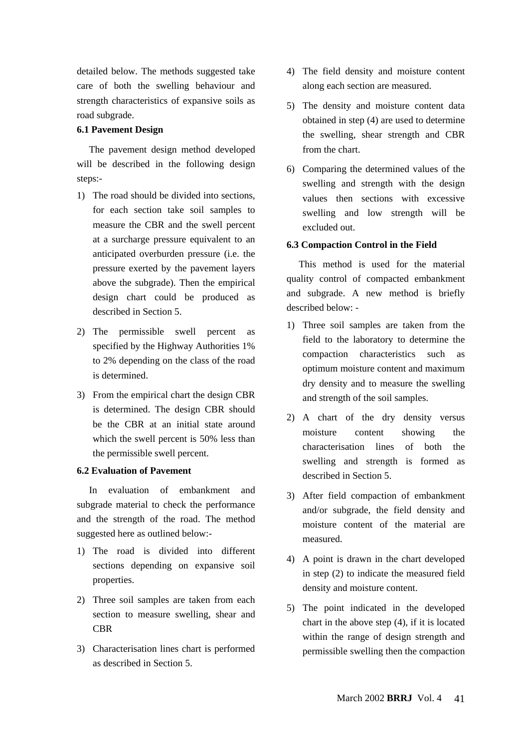detailed below. The methods suggested take care of both the swelling behaviour and strength characteristics of expansive soils as road subgrade.

### 6.1 Pavement Design

The pavement design method developed will be described in the following design steps:-

1) The road should be divided into sections, for each section take soil samples to measure the CBR and the swell percent at a surcharge pressure equivalent to an anticipated overburden pressure (i.e. the pressure exerted by the pavement layers above the subgrade). Then the empirical design chart could be produced as described in Section 5.

2) The permissible swell percent as specified by the Highway Authorities 1% to 2% depending on the class of the road is determined.

3) From the empirical chart the design CBR is determined. The design CBR should be the CBR at an initial state around which the swell percent is 50% less than the permissible swell percent.

### 6.2 Evaluation of Pavement

In evaluation of embankment and subgrade material to check the performance and the strength of the road. The method suggested here as outlined below:-

1) The road is divided into different sections depending on expansive soil properties.

2) Three soil samples are taken from each section to measure swelling, shear and CBR

3) Characterisation lines chart is performed as described in Section 5.

4) The field density and moisture content along each section are measured.

5) The density and moisture content data obtained in step (4) are used to determine the swelling, shear strength and CBR from the chart.

6) Comparing the determined values of the swelling and strength with the design values then sections with excessive swelling and low strength will be excluded out.

### 6.3 Compaction Control in the Field

This method is used for the material quality control of compacted embankment and subgrade. A new method is briefly described below: -

1) Three soil samples are taken from the field to the laboratory to determine the compaction characteristics such as optimum moisture content and maximum dry density and to measure the swelling and strength of the soil samples.

2) A chart of the dry density versus moisture content showing the characterisation lines of both the swelling and strength is formed as described in Section 5.

3) After field compaction of embankment and/or subgrade, the field density and moisture content of the material are measured.

4) A point is drawn in the chart developed in step (2) to indicate the measured field density and moisture content.

5) The point indicated in the developed chart in the above step (4), if it is located within the range of design strength and permissible swelling then the compaction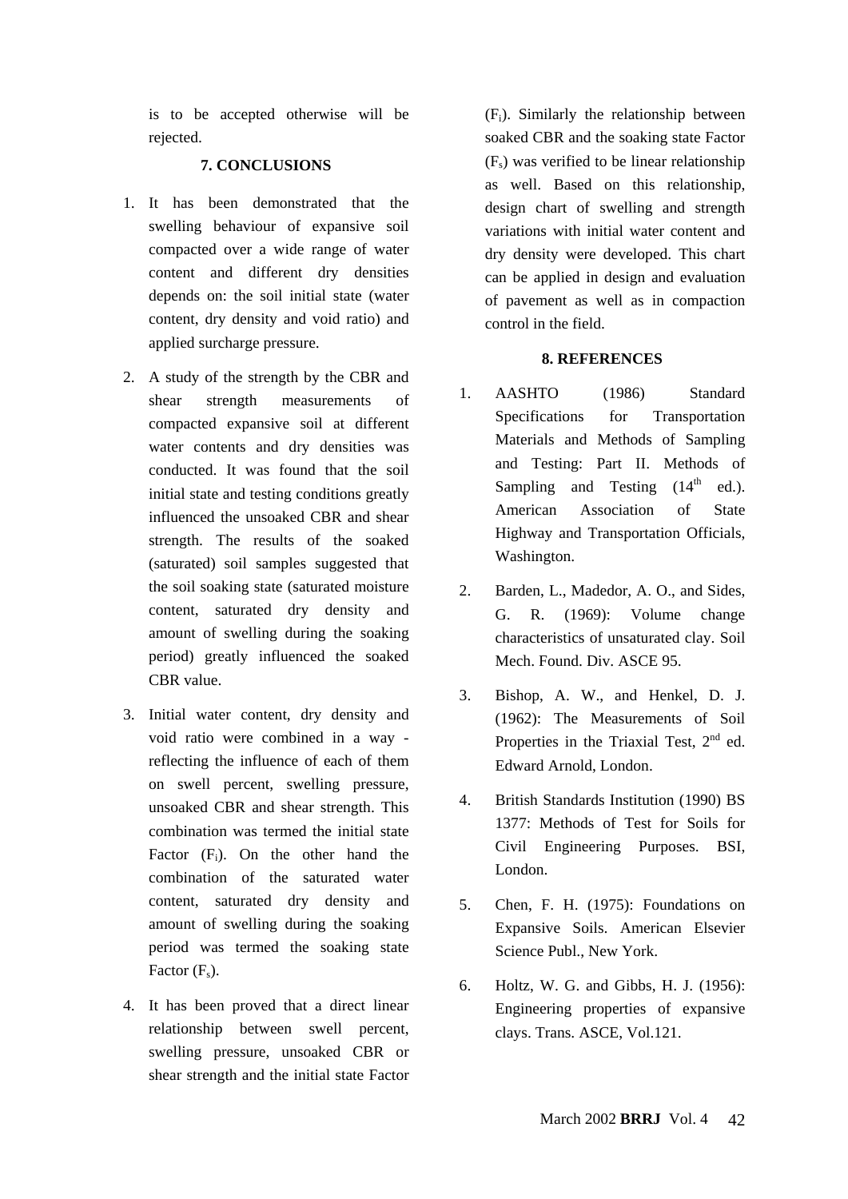is to be accepted otherwise will be rejected.

## 7. CONCLUSIONS

1. It has been demonstrated that the swelling behaviour of expansive soil compacted over a wide range of water content and different dry densities depends on: the soil initial state (water content, dry density and void ratio) and applied surcharge pressure.

2. A study of the strength by the CBR and shear strength measurements of compacted expansive soil at different water contents and dry densities was conducted. It was found that the soil initial state and testing conditions greatly influenced the unsoaked CBR and shear strength. The results of the soaked (saturated) soil samples suggested that the soil soaking state (saturated moisture content, saturated dry density and amount of swelling during the soaking period) greatly influenced the soaked CBR value.

3. Initial water content, dry density and void ratio were combined in a way - reflecting the influence of each of them on swell percent, swelling pressure, unsoaked CBR and shear strength. This combination was termed the initial state Factor ($F_i$). On the other hand the combination of the saturated water content, saturated dry density and amount of swelling during the soaking period was termed the soaking state Factor ($F_s$).

4. It has been proved that a direct linear relationship between swell percent, swelling pressure, unsoaked CBR or shear strength and the initial state Factor ($F_i$). Similarly the relationship between soaked CBR and the soaking state Factor ($F_s$) was verified to be linear relationship as well. Based on this relationship, design chart of swelling and strength variations with initial water content and dry density were developed. This chart can be applied in design and evaluation of pavement as well as in compaction control in the field.

## 8. REFERENCES

1. AASHTO (1986) Standard Specifications for Transportation Materials and Methods of Sampling and Testing: Part II. Methods of Sampling and Testing (14th ed.). American Association of State Highway and Transportation Officials, Washington.

2. Barden, L., Madedor, A. O., and Sides, G. R. (1969): Volume change characteristics of unsaturated clay. Soil Mech. Found. Div. ASCE 95.

3. Bishop, A. W., and Henkel, D. J. (1962): The Measurements of Soil Properties in the Triaxial Test, 2nd ed. Edward Arnold, London.

4. British Standards Institution (1990) BS 1377: Methods of Test for Soils for Civil Engineering Purposes. BSI, London.

5. Chen, F. H. (1975): Foundations on Expansive Soils. American Elsevier Science Publ., New York.

6. Holtz, W. G. and Gibbs, H. J. (1956): Engineering properties of expansive clays. Trans. ASCE, Vol.121.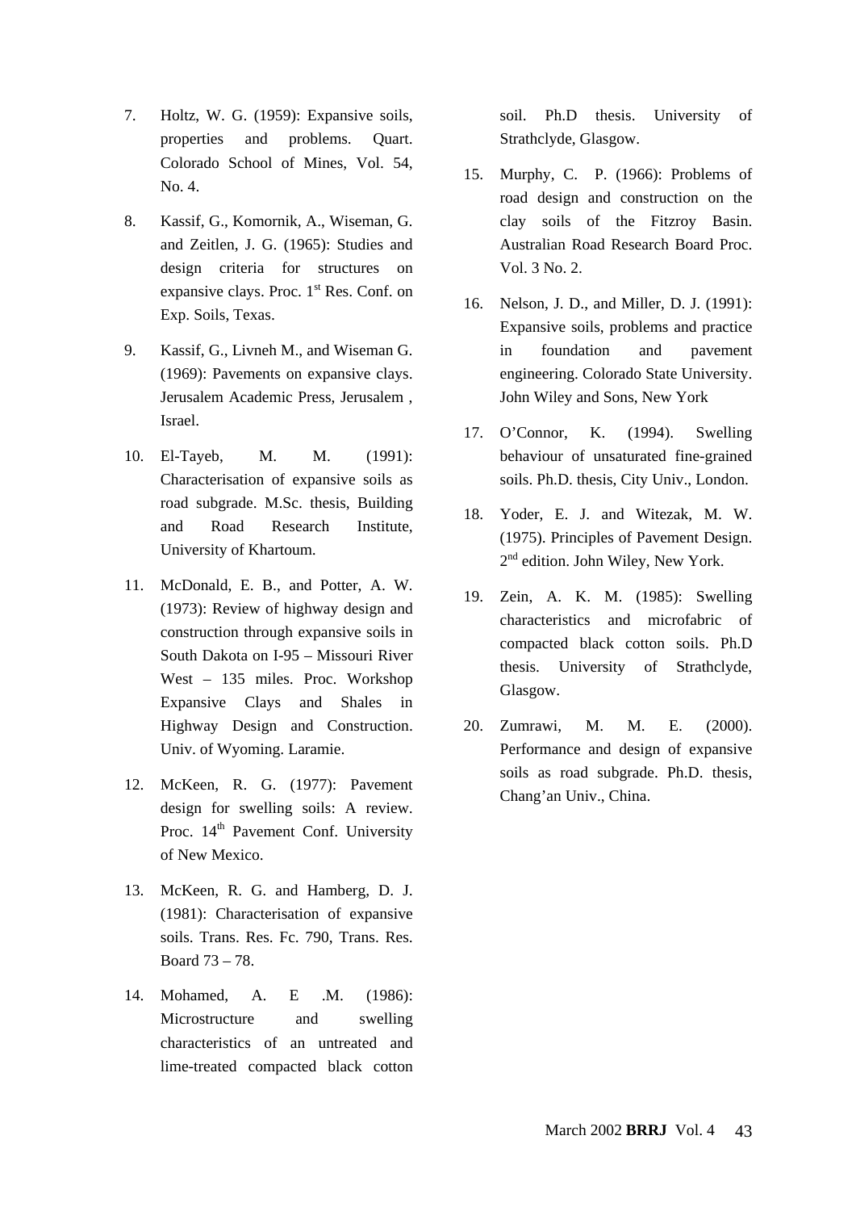7. Holtz, W. G. (1959): Expansive soils, properties and problems. Quart. Colorado School of Mines, Vol. 54, No. 4.

8. Kassif, G., Komornik, A., Wiseman, G. and Zeitlen, J. G. (1965): Studies and design criteria for structures on expansive clays. Proc. 1st Res. Conf. on Exp. Soils, Texas.

9. Kassif, G., Livneh M., and Wiseman G. (1969): Pavements on expansive clays. Jerusalem Academic Press, Jerusalem , Israel.

10. El-Tayeb, M. M. (1991): Characterisation of expansive soils as road subgrade. M.Sc. thesis, Building and Road Research Institute, University of Khartoum.

11. McDonald, E. B., and Potter, A. W. (1973): Review of highway design and construction through expansive soils in South Dakota on I-95 – Missouri River West – 135 miles. Proc. Workshop Expansive Clays and Shales in Highway Design and Construction. Univ. of Wyoming. Laramie.

12. McKeen, R. G. (1977): Pavement design for swelling soils: A review. Proc. 14th Pavement Conf. University of New Mexico.

13. McKeen, R. G. and Hamberg, D. J. (1981): Characterisation of expansive soils. Trans. Res. Fc. 790, Trans. Res. Board 73 – 78.

14. Mohamed, A. E .M. (1986): Microstructure and swelling characteristics of an untreated and lime-treated compacted black cotton soil. Ph.D thesis. University of Strathclyde, Glasgow.

15. Murphy, C. P. (1966): Problems of road design and construction on the clay soils of the Fitzroy Basin. Australian Road Research Board Proc. Vol. 3 No. 2.

16. Nelson, J. D., and Miller, D. J. (1991): Expansive soils, problems and practice in foundation and pavement engineering. Colorado State University. John Wiley and Sons, New York

17. O'Connor, K. (1994). Swelling behaviour of unsaturated fine-grained soils. Ph.D. thesis, City Univ., London.

18. Yoder, E. J. and Witezak, M. W. (1975). Principles of Pavement Design. 2nd edition. John Wiley, New York.

19. Zein, A. K. M. (1985): Swelling characteristics and microfabric of compacted black cotton soils. Ph.D thesis. University of Strathclyde, Glasgow.

20. Zumrawi, M. M. E. (2000). Performance and design of expansive soils as road subgrade. Ph.D. thesis, Chang'an Univ., China.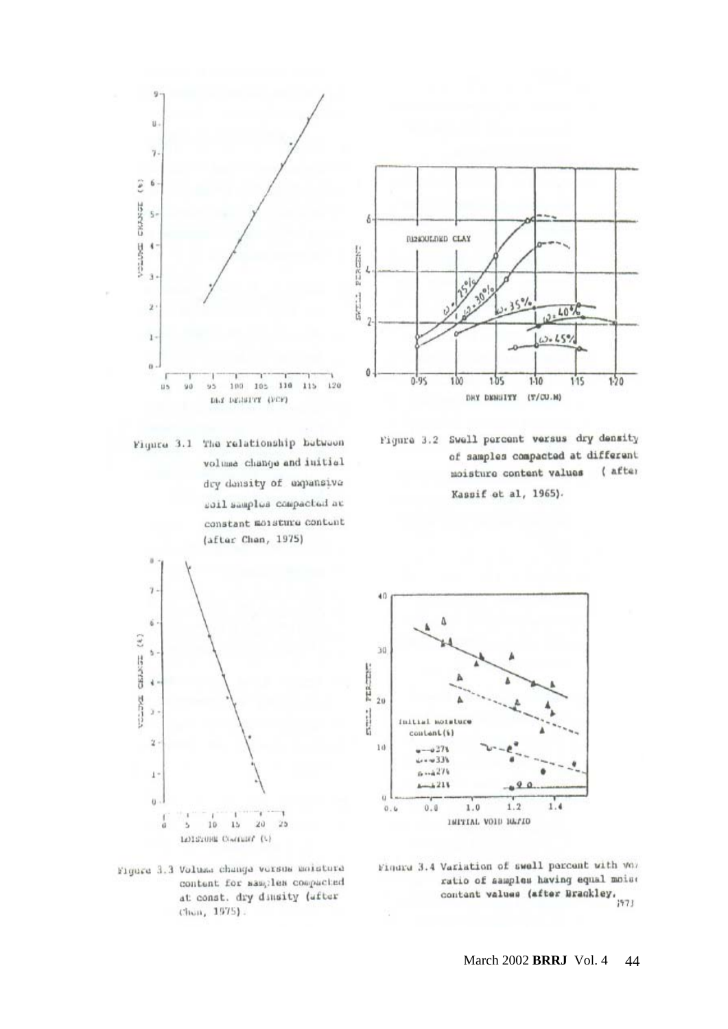Figure 3.1 The relationship between volume change and initial dry density of expansive soil samples compacted at constant moisture content (after Chen, 1975)

Figure 3.2 Swell percent versus dry density of samples compacted at different moisture content values (after Kassif et al, 1965).

Figure 3.3 Volume change versus moisture content for samples compacted at const. dry density (after Chen, 1975).

Figure 3.4 Variation of swell percent with void ratio of samples having equal moisture content values (after Brackley, 1973)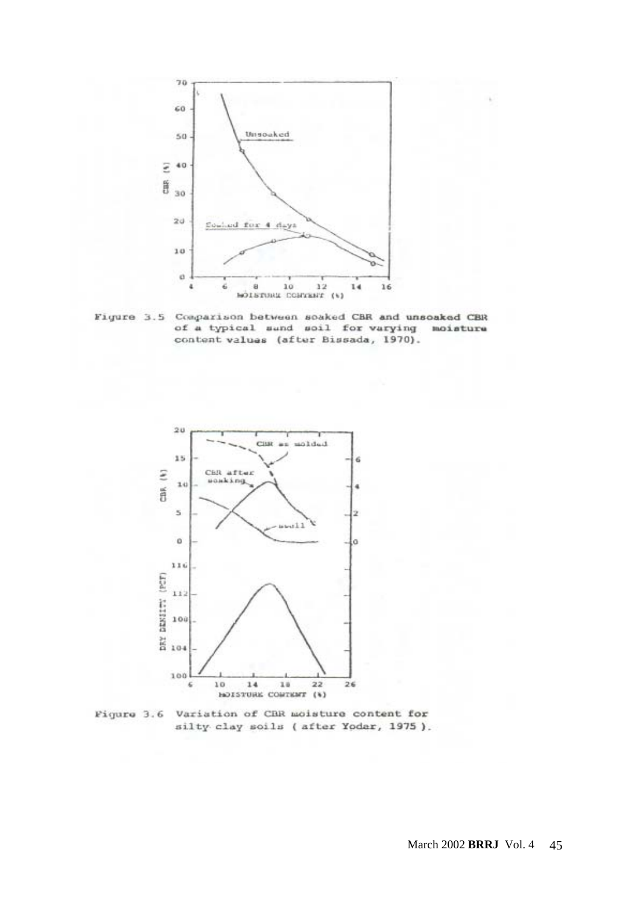Figure 3.5 Comparison between soaked CBR and unsoaked CBR of a typical sand soil for varying moisture content values (after Bissada, 1970).

Figure 3.6 Variation of CBR moisture content for silty clay soils ( after Yoder, 1975 ).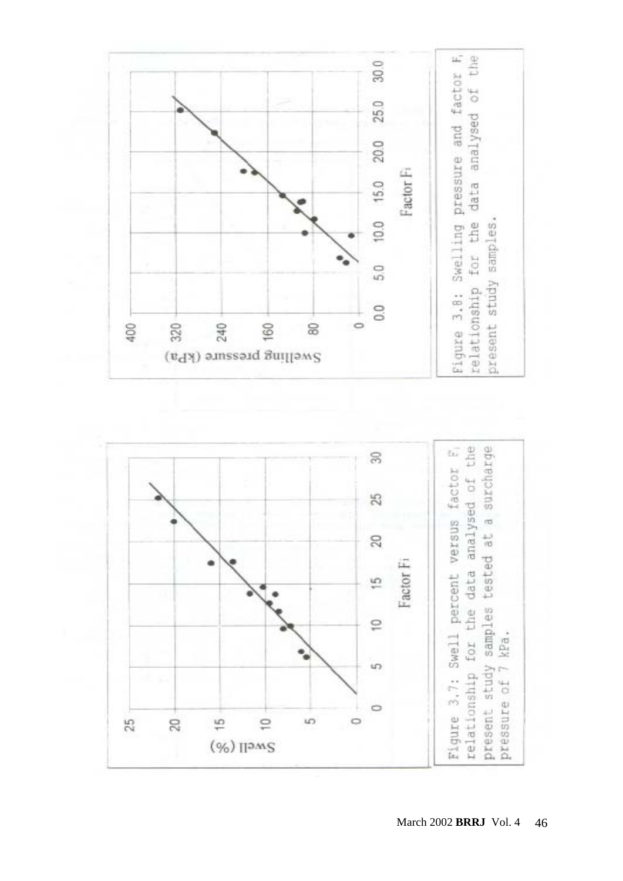Figure 3.7: Swell percent versus factor $F_i$ relationship for the data analysed of the present study samples tested at a surcharge pressure of 7 kPa.

Figure 3.8: Swelling pressure and factor $F_i$ relationship for the data analysed of the present study samples.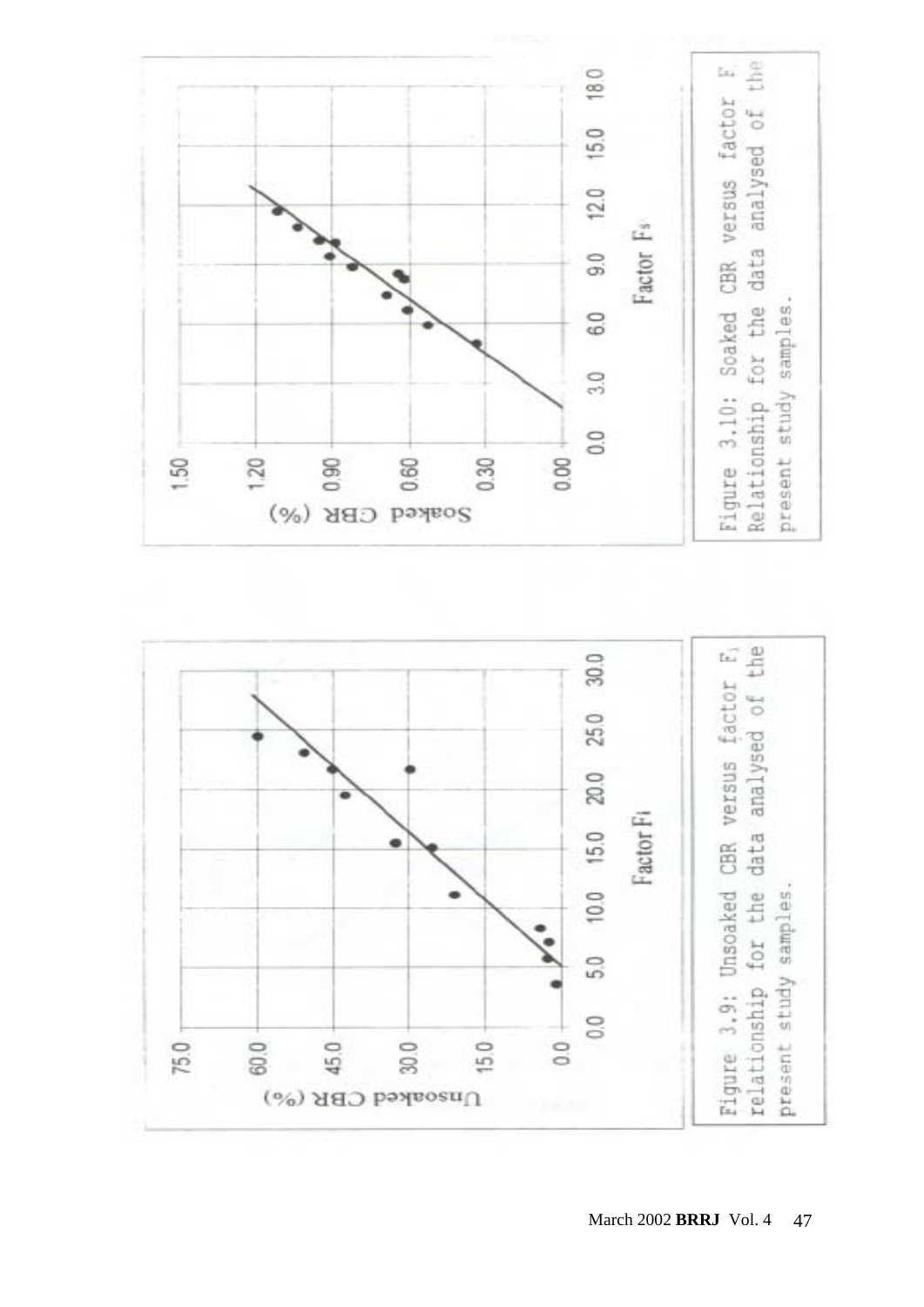Figure 3.9: Unsoaked CBR versus factor $F_i$ relationship for the data analysed of the present study samples.

Figure 3.10: Soaked CBR versus factor $F_s$ Relationship for the data analysed of the present study samples.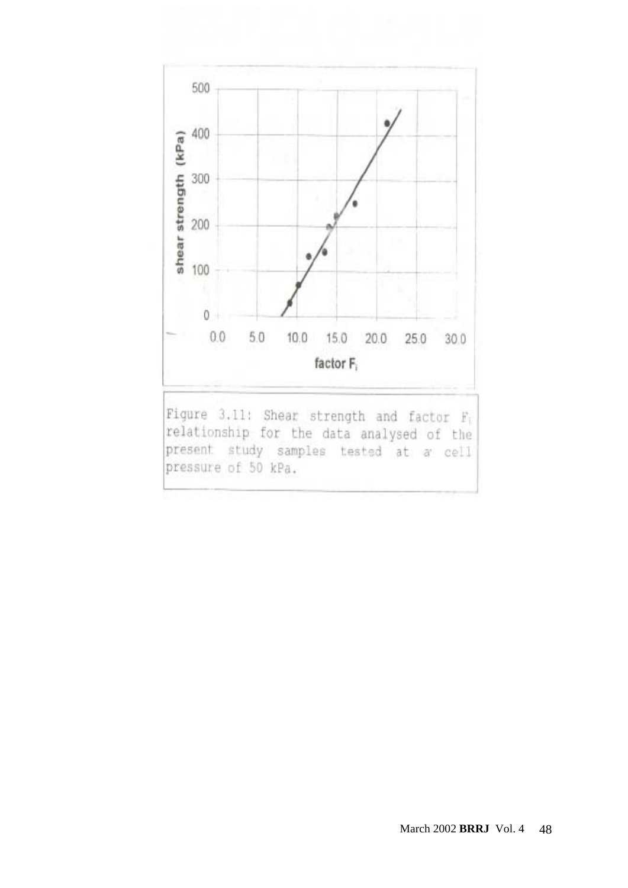Figure 3.11: Shear strength and factor $F_i$ relationship for the data analysed of the present study samples tested at a cell pressure of 50 kPa.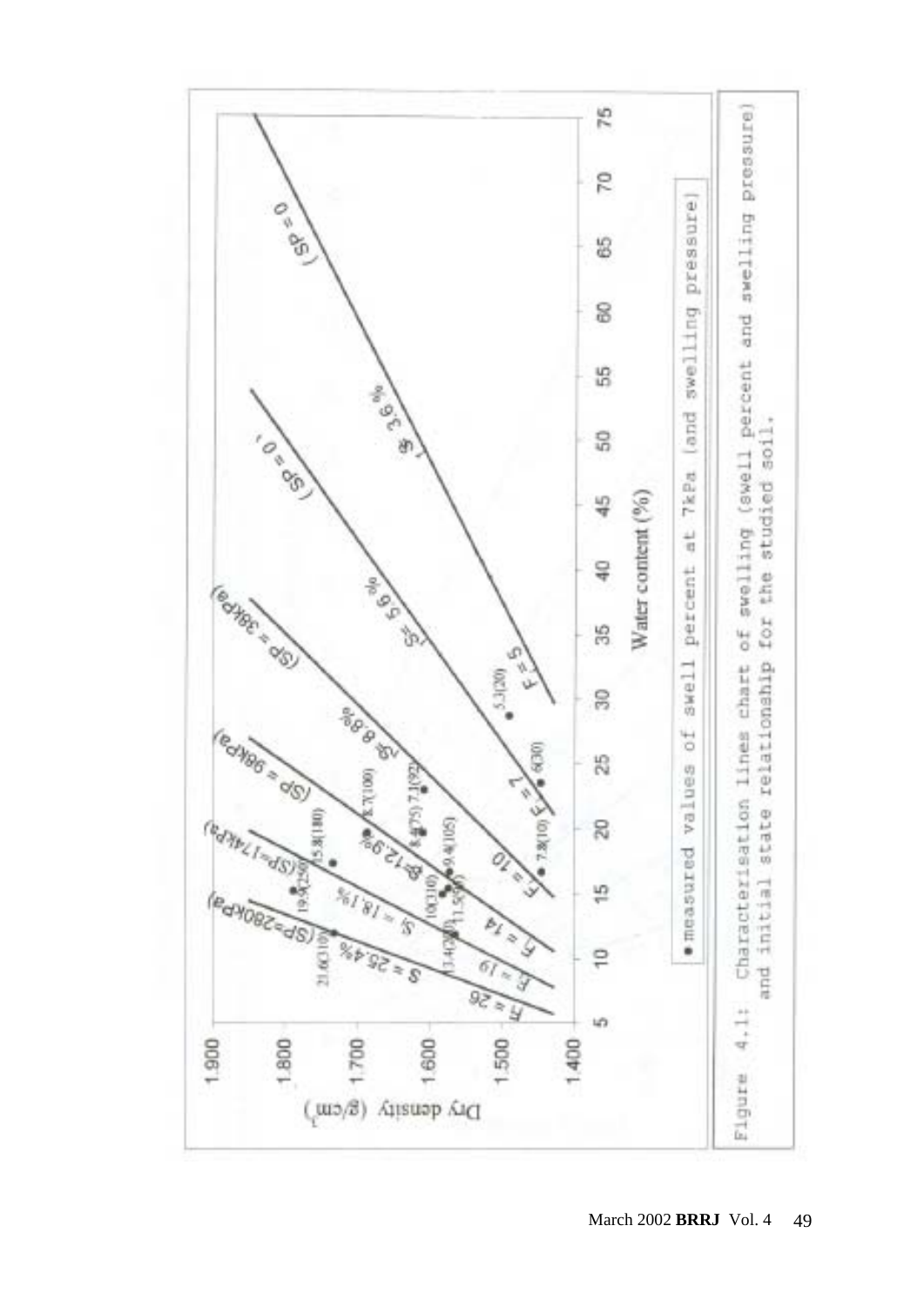• measured values of swell percent at 7kPa (and swelling pressure)

Figure 4.1: Characterisation lines chart of swelling (swell percent and swelling pressure) and initial state relationship for the studied soil.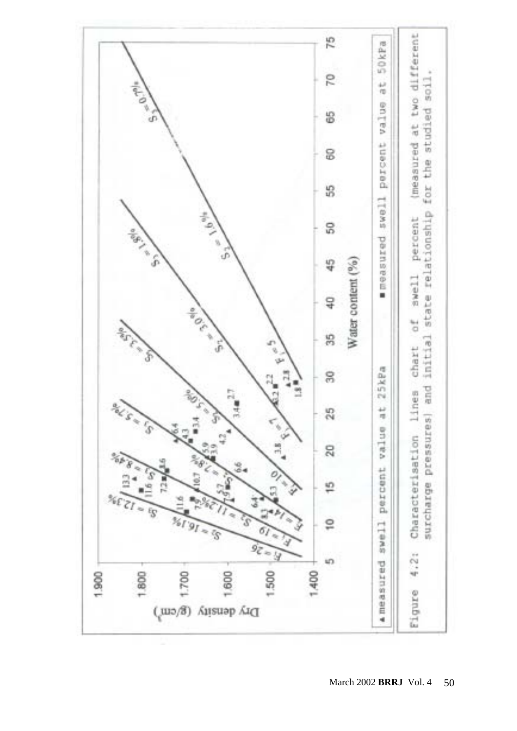Figure 4.2: Characterisation lines chart of swell percent (measured at two different surcharge pressures) and initial state relationship for the studied soil.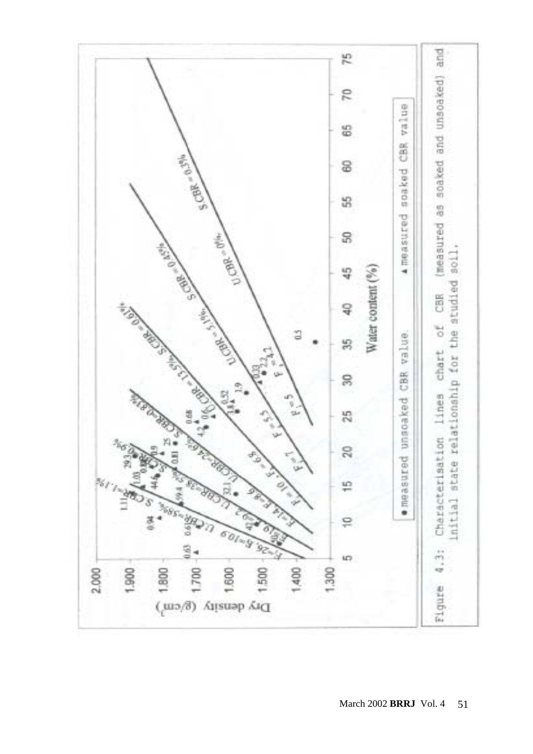Figure 4.3: Characterisation lines chart of CBR (measured as soaked and unsoaked) and initial state relationship for the studied soil.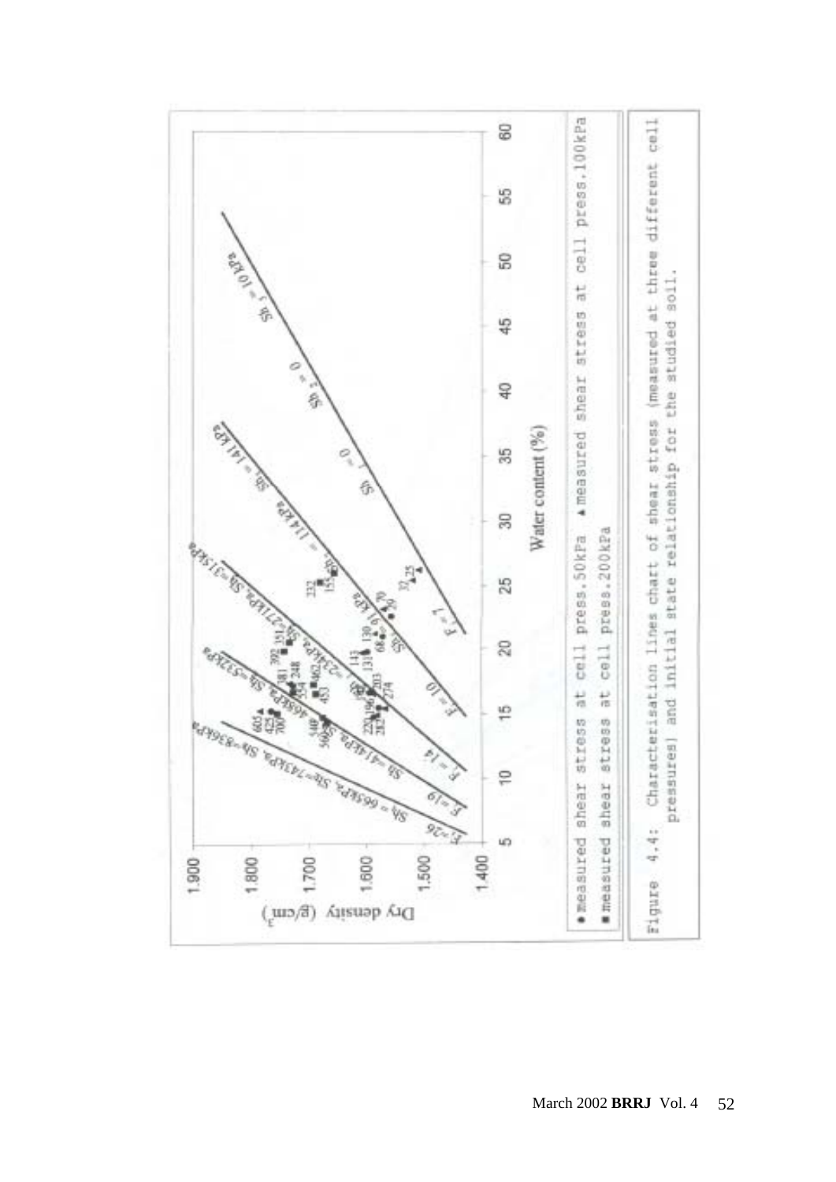Figure 4.4: Characterisation lines chart of shear stress (measured at three different cell pressures) and initial state relationship for the studied soil.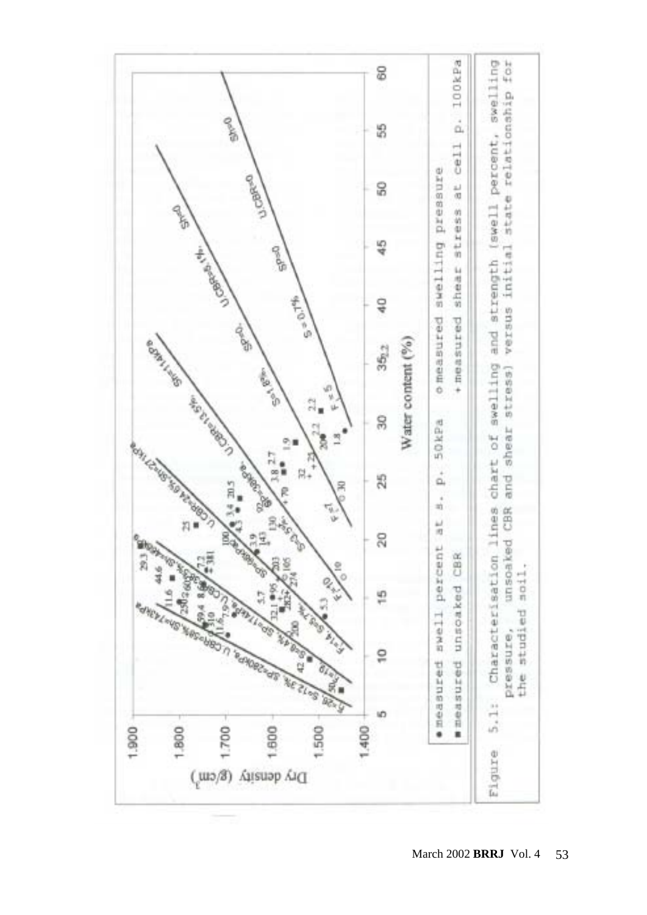Figure 5.1: Characterisation lines chart of swelling and strength (swell percent, swelling pressure, unsoaked CBR and shear stress) versus initial state relationship for the studied soil.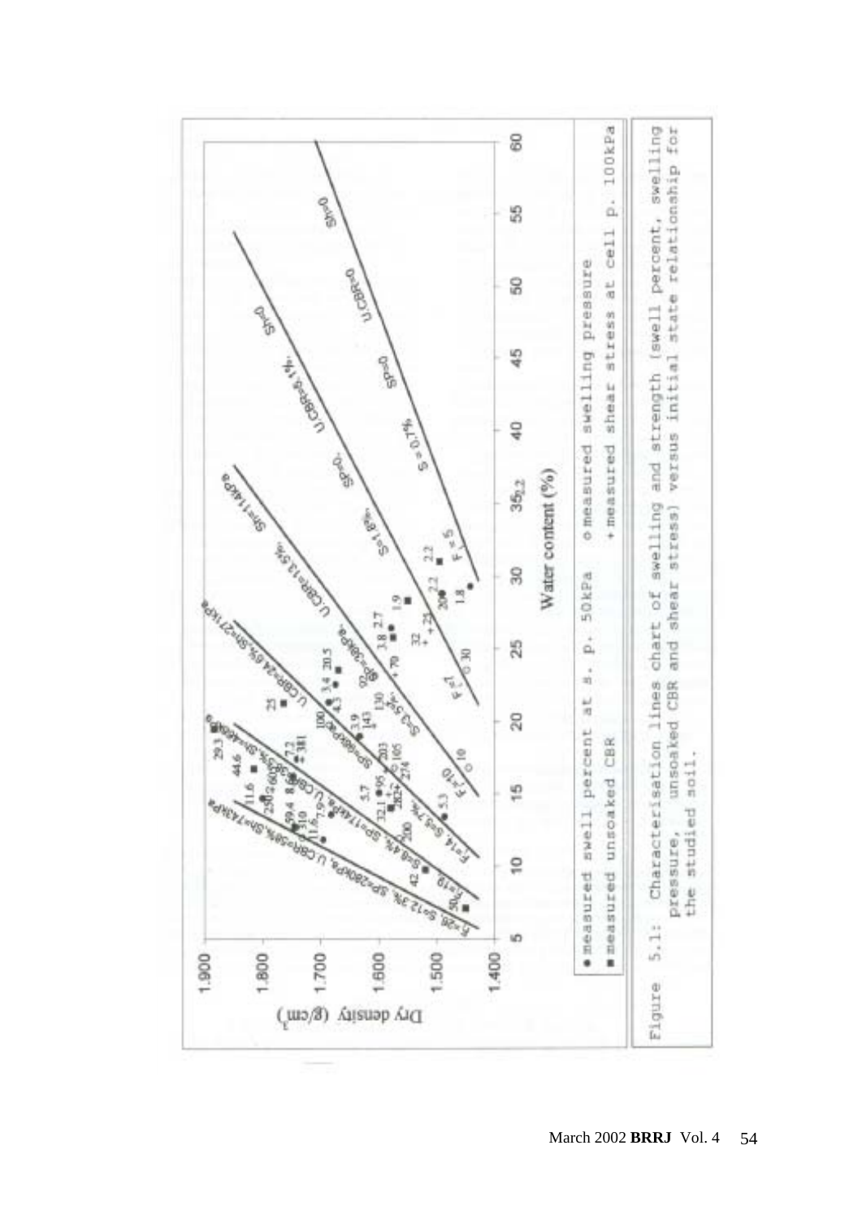Dry density (g/cm³)

1.900
1.800
1.700
1.600
1.500
1.400

5 10 15 20 25 30 35 40 45 50 55 60

Water content (%)

● measured swell percent at s. p. 50kPa ○ measured swelling pressure
■ measured unsoaked CBR + measured shear stress at cell p. 100kPa

Figure 5.1: Characterisation lines chart of swelling and strength (swell percent, swelling pressure, unsoaked CBR and shear stress) versus initial state relationship for the studied soil.